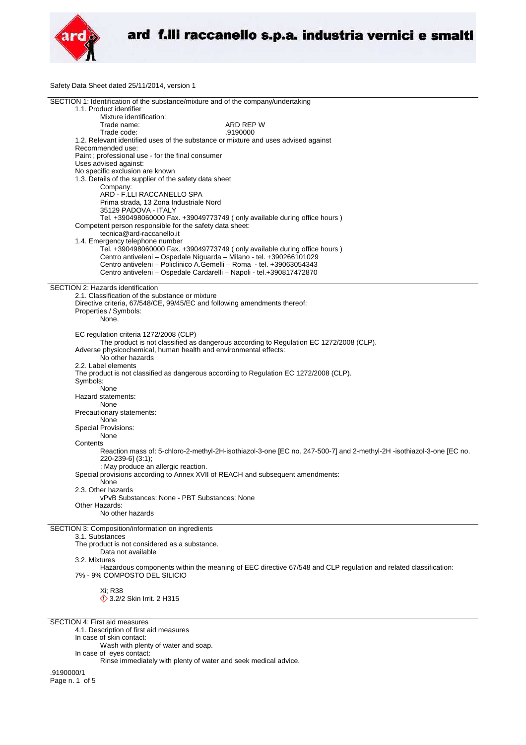# ard f.lli raccanello s.p.a. industria vernici e smalti

Safety Data Sheet dated 25/11/2014, version 1

## SECTION 1: Identification of the substance/mixture and of the company/undertaking

### 1.1. Product identifier

Mixture identification:

Trade name: ARD REP W

Trade code: .9190000

### 1.2. Relevant identified uses of the substance or mixture and uses advised against

Recommended use:

Paint ; professional use - for the final consumer

Uses advised against:

No specific exclusion are known

### 1.3. Details of the supplier of the safety data sheet

Company:

ARD - F.LLI RACCANELLO SPA
Prima strada, 13 Zona Industriale Nord
35129 PADOVA - ITALY
Tel. +390498060000 Fax. +39049773749 ( only available during office hours )

Competent person responsible for the safety data sheet:

tecnica@ard-raccanello.it

### 1.4. Emergency telephone number

Tel. +390498060000 Fax. +39049773749 ( only available during office hours )
Centro antiveleni – Ospedale Niguarda – Milano - tel. +390266101029
Centro antiveleni – Policlinico A.Gemelli – Roma - tel. +39063054343
Centro antiveleni – Ospedale Cardarelli – Napoli - tel.+390817472870

## SECTION 2: Hazards identification

### 2.1. Classification of the substance or mixture

Directive criteria, 67/548/CE, 99/45/EC and following amendments thereof:

Properties / Symbols:

None.

EC regulation criteria 1272/2008 (CLP)

The product is not classified as dangerous according to Regulation EC 1272/2008 (CLP).

Adverse physicochemical, human health and environmental effects:

No other hazards

### 2.2. Label elements

The product is not classified as dangerous according to Regulation EC 1272/2008 (CLP).

Symbols:

None

Hazard statements:

None

Precautionary statements:

None

Special Provisions:

None

Contents

Reaction mass of: 5-chloro-2-methyl-2H-isothiazol-3-one [EC no. 247-500-7] and 2-methyl-2H -isothiazol-3-one [EC no. 220-239-6] (3:1);
: May produce an allergic reaction.

Special provisions according to Annex XVII of REACH and subsequent amendments:

None

### 2.3. Other hazards

vPvB Substances: None - PBT Substances: None

Other Hazards:

No other hazards

## SECTION 3: Composition/information on ingredients

### 3.1. Substances

The product is not considered as a substance.

Data not available

### 3.2. Mixtures

Hazardous components within the meaning of EEC directive 67/548 and CLP regulation and related classification:

7% - 9% COMPOSTO DEL SILICIO

Xi; R38
3.2/2 Skin Irrit. 2 H315

## SECTION 4: First aid measures

### 4.1. Description of first aid measures

In case of skin contact:

Wash with plenty of water and soap.

In case of eyes contact:

Rinse immediately with plenty of water and seek medical advice.

.9190000/1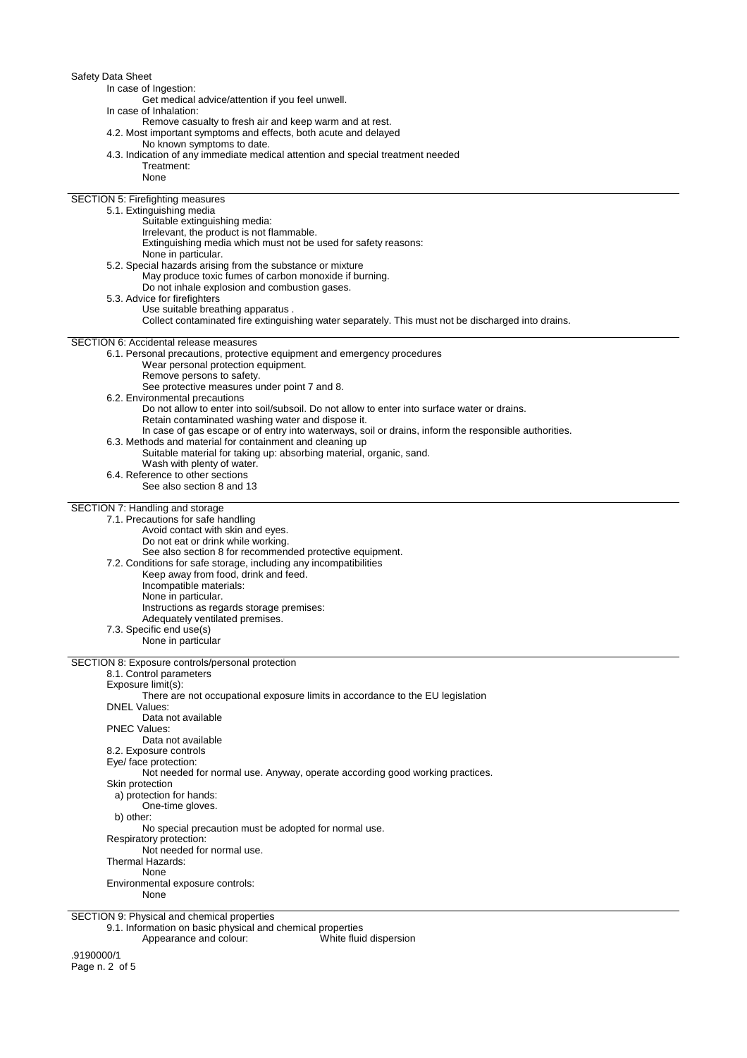In case of Ingestion:

Get medical advice/attention if you feel unwell.

In case of Inhalation:

Remove casualty to fresh air and keep warm and at rest.

4.2. Most important symptoms and effects, both acute and delayed

No known symptoms to date.

4.3. Indication of any immediate medical attention and special treatment needed

Treatment:

None

## SECTION 5: Firefighting measures

5.1. Extinguishing media

Suitable extinguishing media:

Irrelevant, the product is not flammable.

Extinguishing media which must not be used for safety reasons:

None in particular.

5.2. Special hazards arising from the substance or mixture

May produce toxic fumes of carbon monoxide if burning.

Do not inhale explosion and combustion gases.

5.3. Advice for firefighters

Use suitable breathing apparatus .

Collect contaminated fire extinguishing water separately. This must not be discharged into drains.

## SECTION 6: Accidental release measures

6.1. Personal precautions, protective equipment and emergency procedures

Wear personal protection equipment.

Remove persons to safety.

See protective measures under point 7 and 8.

6.2. Environmental precautions

Do not allow to enter into soil/subsoil. Do not allow to enter into surface water or drains.

Retain contaminated washing water and dispose it.

In case of gas escape or of entry into waterways, soil or drains, inform the responsible authorities.

6.3. Methods and material for containment and cleaning up

Suitable material for taking up: absorbing material, organic, sand.

Wash with plenty of water.

6.4. Reference to other sections

See also section 8 and 13

## SECTION 7: Handling and storage

7.1. Precautions for safe handling

Avoid contact with skin and eyes.

Do not eat or drink while working.

See also section 8 for recommended protective equipment.

7.2. Conditions for safe storage, including any incompatibilities

Keep away from food, drink and feed.

Incompatible materials:

None in particular.

Instructions as regards storage premises:

Adequately ventilated premises.

7.3. Specific end use(s)

None in particular

## SECTION 8: Exposure controls/personal protection

8.1. Control parameters

Exposure limit(s):

There are not occupational exposure limits in accordance to the EU legislation

DNEL Values:

Data not available

PNEC Values:

Data not available

8.2. Exposure controls

Eye/ face protection:

Not needed for normal use. Anyway, operate according good working practices.

Skin protection

a) protection for hands:

One-time gloves.

b) other:

No special precaution must be adopted for normal use.

Respiratory protection:

Not needed for normal use.

Thermal Hazards:

None

Environmental exposure controls:

None

## SECTION 9: Physical and chemical properties

9.1. Information on basic physical and chemical properties

Appearance and colour: White fluid dispersion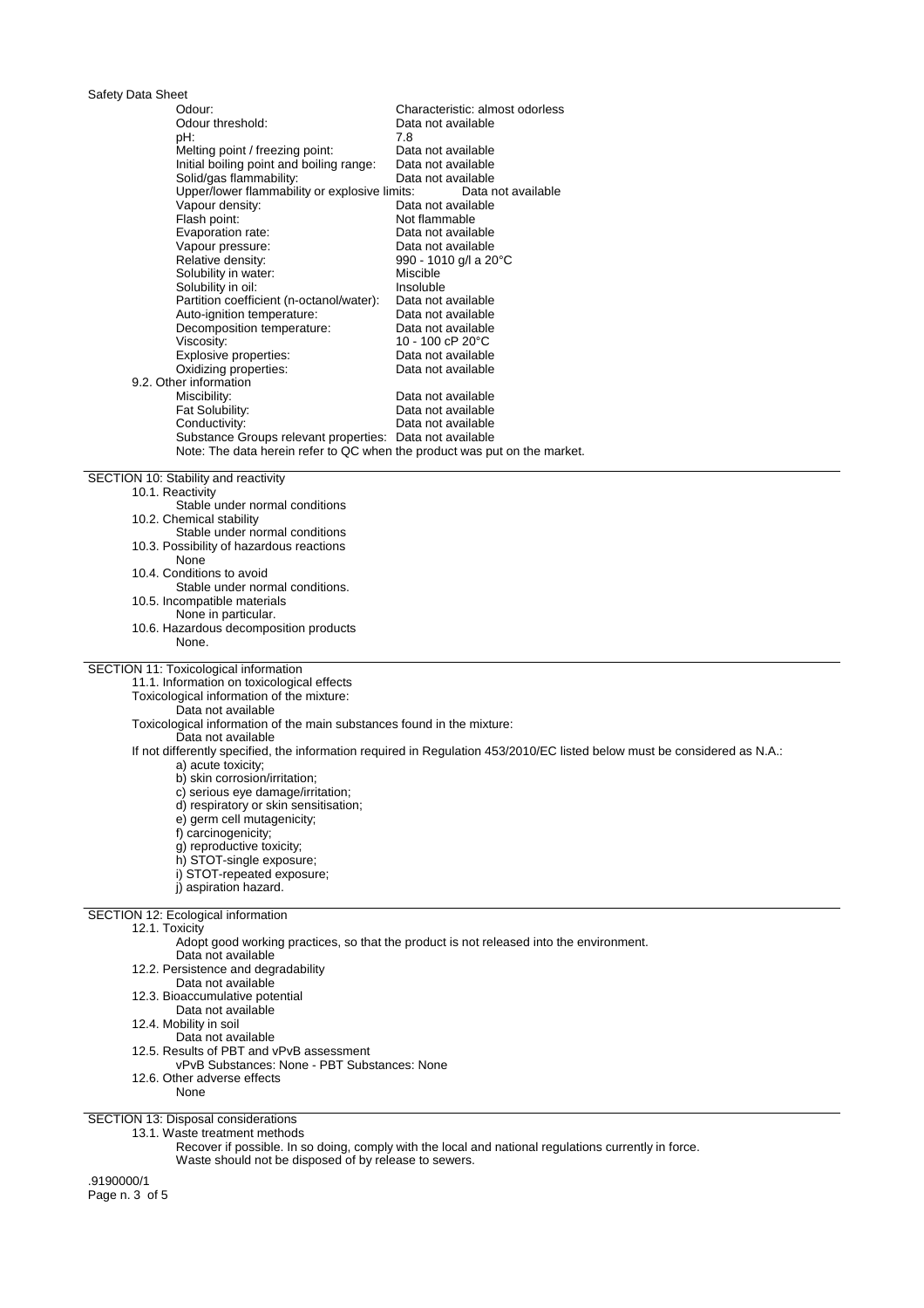| | |
|---|---|
| Odour: | Characteristic: almost odorless |
| Odour threshold: | Data not available |
| pH: | 7.8 |
| Melting point / freezing point: | Data not available |
| Initial boiling point and boiling range: | Data not available |
| Solid/gas flammability: | Data not available |
| Upper/lower flammability or explosive limits: | Data not available |
| Vapour density: | Data not available |
| Flash point: | Not flammable |
| Evaporation rate: | Data not available |
| Vapour pressure: | Data not available |
| Relative density: | 990 - 1010 g/l a 20°C |
| Solubility in water: | Miscible |
| Solubility in oil: | Insoluble |
| Partition coefficient (n-octanol/water): | Data not available |
| Auto-ignition temperature: | Data not available |
| Decomposition temperature: | Data not available |
| Viscosity: | 10 - 100 cP 20°C |
| Explosive properties: | Data not available |
| Oxidizing properties: | Data not available |

9.2. Other information

| | |
|---|---|
| Miscibility: | Data not available |
| Fat Solubility: | Data not available |
| Conductivity: | Data not available |
| Substance Groups relevant properties: | Data not available |

Note: The data herein refer to QC when the product was put on the market.

## SECTION 10: Stability and reactivity

10.1. Reactivity
Stable under normal conditions

10.2. Chemical stability
Stable under normal conditions

10.3. Possibility of hazardous reactions
None

10.4. Conditions to avoid
Stable under normal conditions.

10.5. Incompatible materials
None in particular.

10.6. Hazardous decomposition products
None.

## SECTION 11: Toxicological information

11.1. Information on toxicological effects

Toxicological information of the mixture:
Data not available

Toxicological information of the main substances found in the mixture:
Data not available

If not differently specified, the information required in Regulation 453/2010/EC listed below must be considered as N.A.:

a) acute toxicity;
b) skin corrosion/irritation;
c) serious eye damage/irritation;
d) respiratory or skin sensitisation;
e) germ cell mutagenicity;
f) carcinogenicity;
g) reproductive toxicity;
h) STOT-single exposure;
i) STOT-repeated exposure;
j) aspiration hazard.

## SECTION 12: Ecological information

12.1. Toxicity
Adopt good working practices, so that the product is not released into the environment.
Data not available

12.2. Persistence and degradability
Data not available

12.3. Bioaccumulative potential
Data not available

12.4. Mobility in soil
Data not available

12.5. Results of PBT and vPvB assessment
vPvB Substances: None - PBT Substances: None

12.6. Other adverse effects
None

## SECTION 13: Disposal considerations

13.1. Waste treatment methods
Recover if possible. In so doing, comply with the local and national regulations currently in force.
Waste should not be disposed of by release to sewers.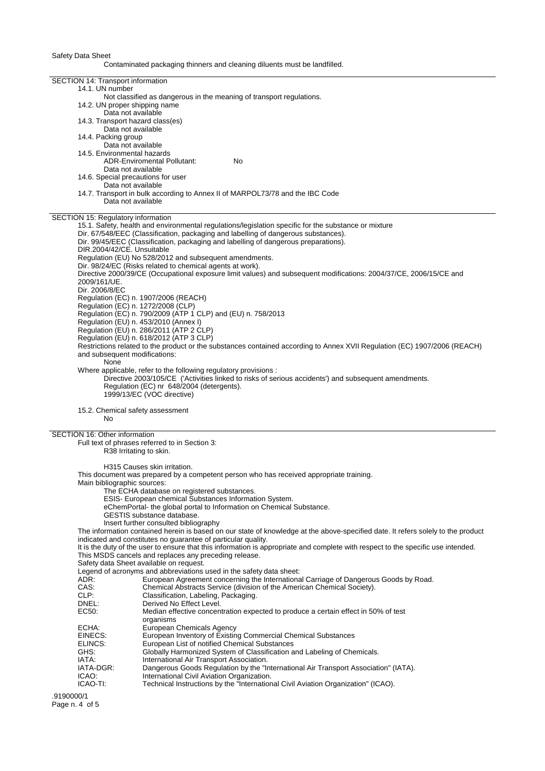Contaminated packaging thinners and cleaning diluents must be landfilled.

## SECTION 14: Transport information

14.1. UN number

Not classified as dangerous in the meaning of transport regulations.

14.2. UN proper shipping name

Data not available

14.3. Transport hazard class(es)

Data not available

14.4. Packing group

Data not available

14.5. Environmental hazards

ADR-Enviromental Pollutant: No

Data not available

14.6. Special precautions for user

Data not available

14.7. Transport in bulk according to Annex II of MARPOL73/78 and the IBC Code

Data not available

## SECTION 15: Regulatory information

15.1. Safety, health and environmental regulations/legislation specific for the substance or mixture

Dir. 67/548/EEC (Classification, packaging and labelling of dangerous substances).
Dir. 99/45/EEC (Classification, packaging and labelling of dangerous preparations).
DIR.2004/42/CE. Unsuitable
Regulation (EU) No 528/2012 and subsequent amendments.
Dir. 98/24/EC (Risks related to chemical agents at work).
Directive 2000/39/CE (Occupational exposure limit values) and subsequent modifications: 2004/37/CE, 2006/15/CE and 2009/161/UE.
Dir. 2006/8/EC
Regulation (EC) n. 1907/2006 (REACH)
Regulation (EC) n. 1272/2008 (CLP)
Regulation (EC) n. 790/2009 (ATP 1 CLP) and (EU) n. 758/2013
Regulation (EU) n. 453/2010 (Annex I)
Regulation (EU) n. 286/2011 (ATP 2 CLP)
Regulation (EU) n. 618/2012 (ATP 3 CLP)
Restrictions related to the product or the substances contained according to Annex XVII Regulation (EC) 1907/2006 (REACH) and subsequent modifications:

None

Where applicable, refer to the following regulatory provisions :

Directive 2003/105/CE ('Activities linked to risks of serious accidents') and subsequent amendments.
Regulation (EC) nr 648/2004 (detergents).
1999/13/EC (VOC directive)

15.2. Chemical safety assessment

No

## SECTION 16: Other information

Full text of phrases referred to in Section 3:

R38 Irritating to skin.

H315 Causes skin irritation.

This document was prepared by a competent person who has received appropriate training.

Main bibliographic sources:

The ECHA database on registered substances.
ESIS- European chemical Substances Information System.
eChemPortal- the global portal to Information on Chemical Substance.
GESTIS substance database.
Insert further consulted bibliography

The information contained herein is based on our state of knowledge at the above-specified date. It refers solely to the product indicated and constitutes no guarantee of particular quality.

It is the duty of the user to ensure that this information is appropriate and complete with respect to the specific use intended.

This MSDS cancels and replaces any preceding release.

Safety data Sheet available on request.

Legend of acronyms and abbreviations used in the safety data sheet:

| | |
|---|---|
| ADR: | European Agreement concerning the International Carriage of Dangerous Goods by Road. |
| CAS: | Chemical Abstracts Service (division of the American Chemical Society). |
| CLP: | Classification, Labeling, Packaging. |
| DNEL: | Derived No Effect Level. |
| EC50: | Median effective concentration expected to produce a certain effect in 50% of test organisms |
| ECHA: | European Chemicals Agency |
| EINECS: | European Inventory of Existing Commercial Chemical Substances |
| ELINCS: | European List of notified Chemical Substances |
| GHS: | Globally Harmonized System of Classification and Labeling of Chemicals. |
| IATA: | International Air Transport Association. |
| IATA-DGR: | Dangerous Goods Regulation by the "International Air Transport Association" (IATA). |
| ICAO: | International Civil Aviation Organization. |
| ICAO-TI: | Technical Instructions by the "International Civil Aviation Organization" (ICAO). |

.9190000/1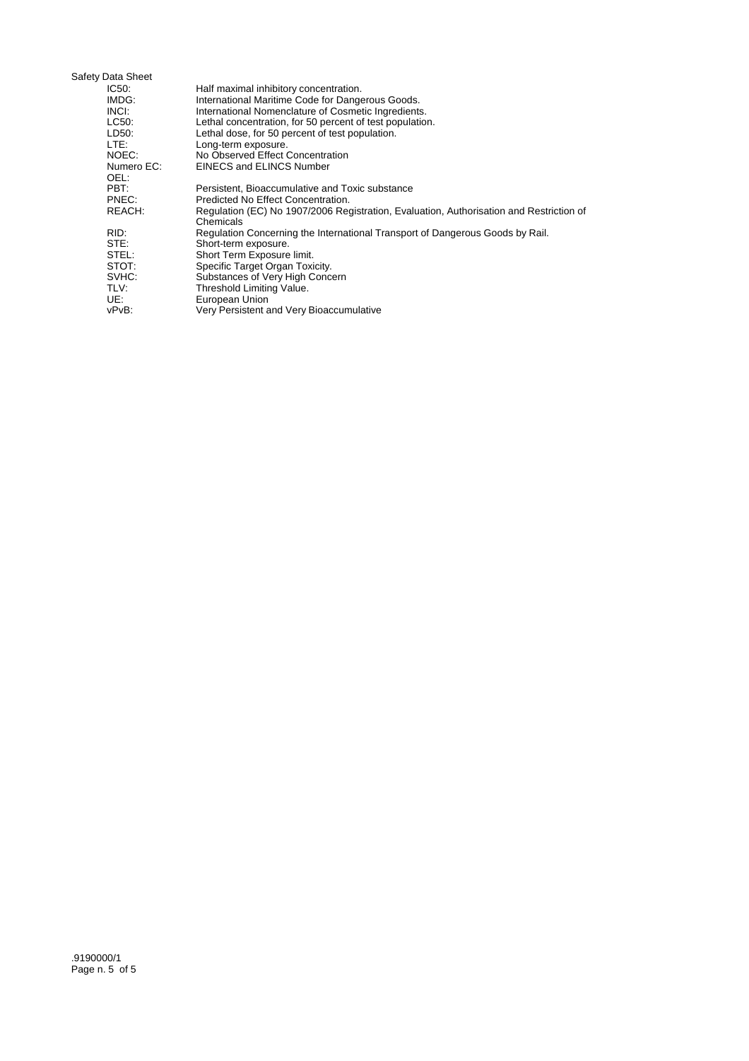| | |
|---|---|
| IC50: | Half maximal inhibitory concentration. |
| IMDG: | International Maritime Code for Dangerous Goods. |
| INCI: | International Nomenclature of Cosmetic Ingredients. |
| LC50: | Lethal concentration, for 50 percent of test population. |
| LD50: | Lethal dose, for 50 percent of test population. |
| LTE: | Long-term exposure. |
| NOEC: | No Observed Effect Concentration |
| Numero EC: | EINECS and ELINCS Number |
| OEL: | |
| PBT: | Persistent, Bioaccumulative and Toxic substance |
| PNEC: | Predicted No Effect Concentration. |
| REACH: | Regulation (EC) No 1907/2006 Registration, Evaluation, Authorisation and Restriction of Chemicals |
| RID: | Regulation Concerning the International Transport of Dangerous Goods by Rail. |
| STE: | Short-term exposure. |
| STEL: | Short Term Exposure limit. |
| STOT: | Specific Target Organ Toxicity. |
| SVHC: | Substances of Very High Concern |
| TLV: | Threshold Limiting Value. |
| UE: | European Union |
| vPvB: | Very Persistent and Very Bioaccumulative |